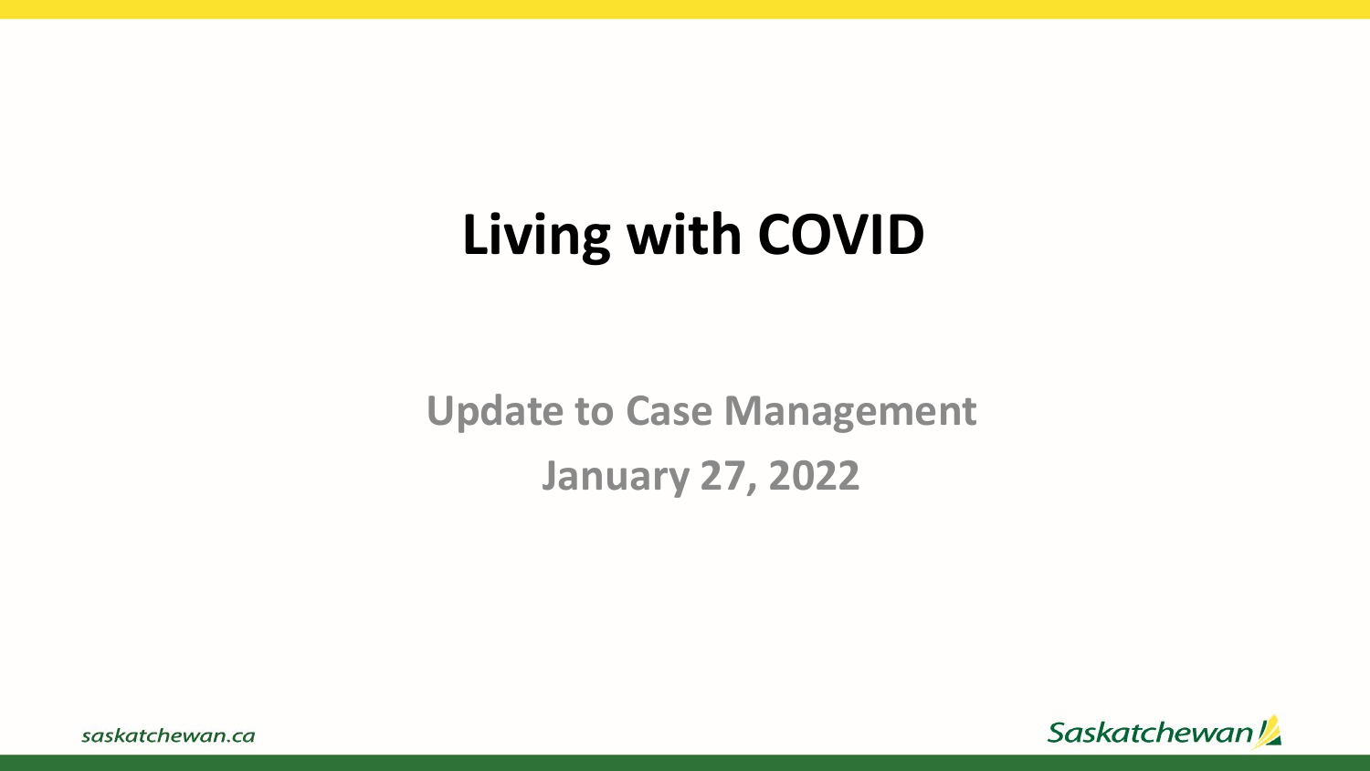# Living with COVID

## Update to Case Management

## January 27, 2022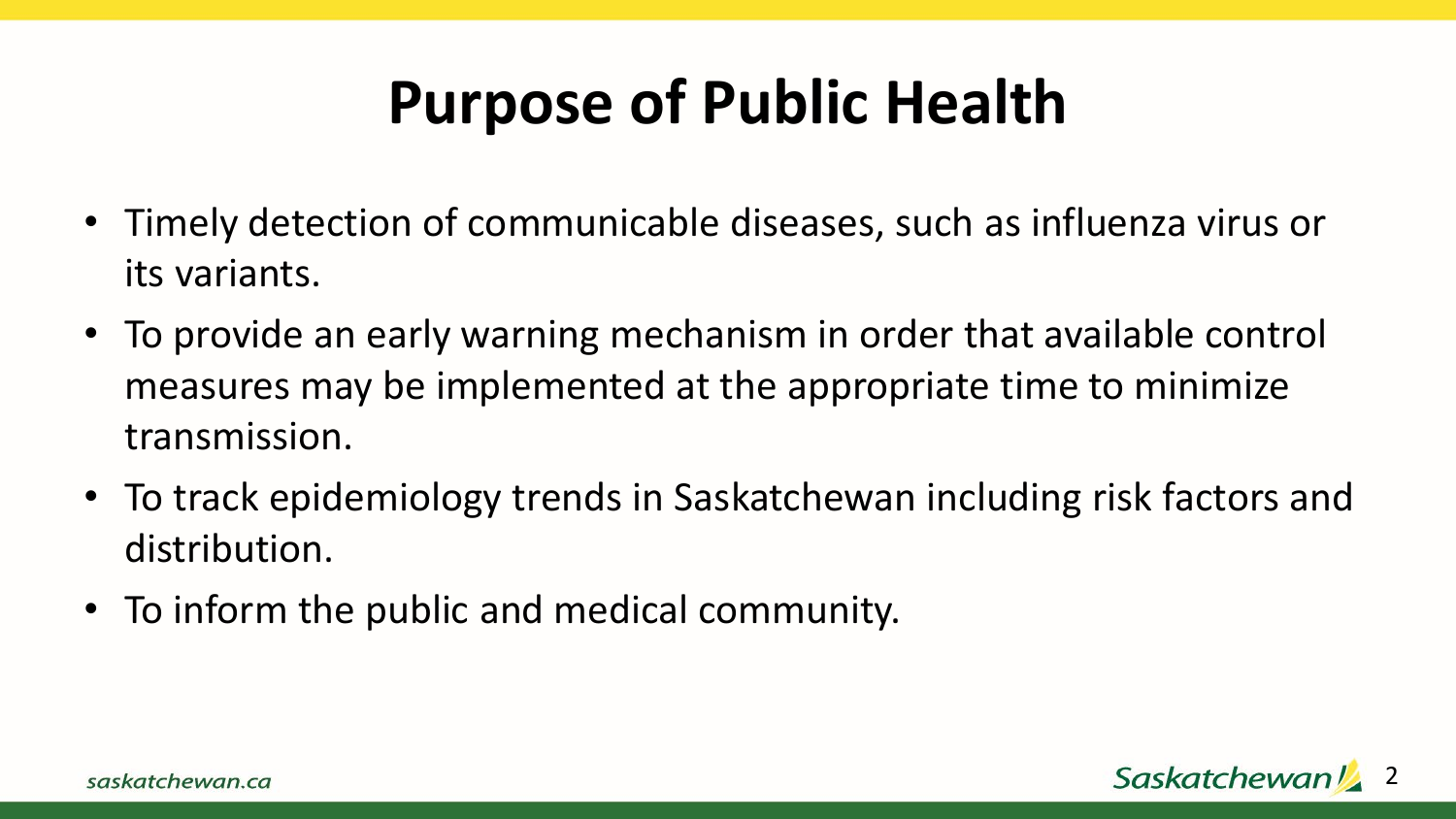# Purpose of Public Health

- Timely detection of communicable diseases, such as influenza virus or its variants.
- To provide an early warning mechanism in order that available control measures may be implemented at the appropriate time to minimize transmission.
- To track epidemiology trends in Saskatchewan including risk factors and distribution.
- To inform the public and medical community.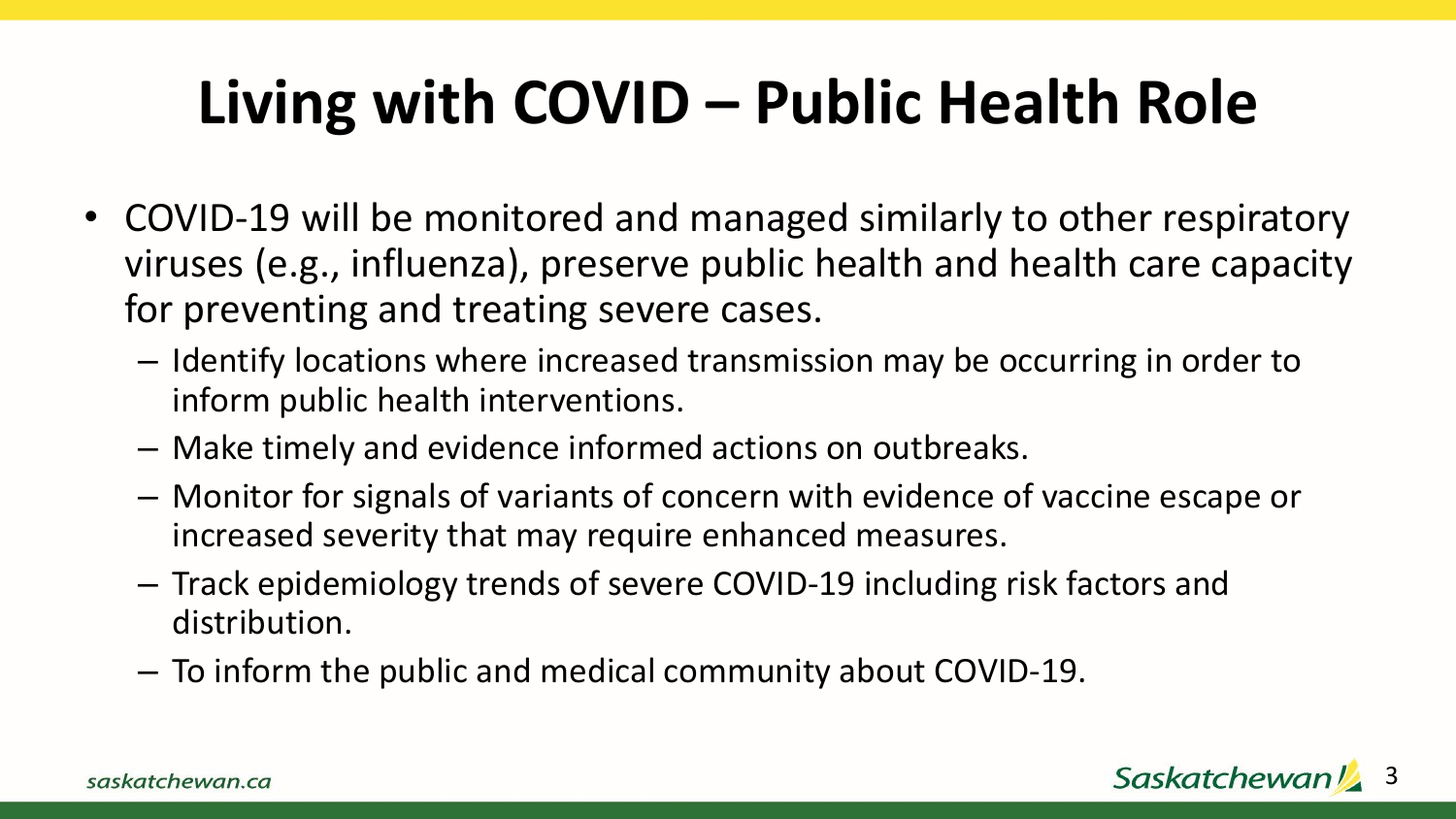# Living with COVID – Public Health Role

- COVID-19 will be monitored and managed similarly to other respiratory viruses (e.g., influenza), preserve public health and health care capacity for preventing and treating severe cases.
  - Identify locations where increased transmission may be occurring in order to inform public health interventions.
  - Make timely and evidence informed actions on outbreaks.
  - Monitor for signals of variants of concern with evidence of vaccine escape or increased severity that may require enhanced measures.
  - Track epidemiology trends of severe COVID-19 including risk factors and distribution.
  - To inform the public and medical community about COVID-19.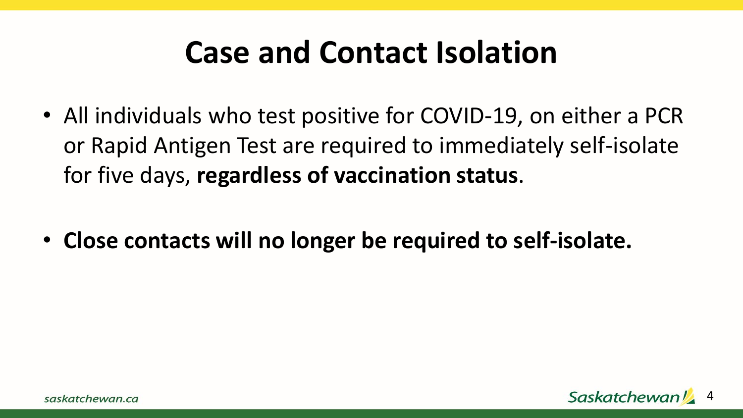# Case and Contact Isolation

- All individuals who test positive for COVID-19, on either a PCR or Rapid Antigen Test are required to immediately self-isolate for five days, **regardless of vaccination status**.

- **Close contacts will no longer be required to self-isolate.**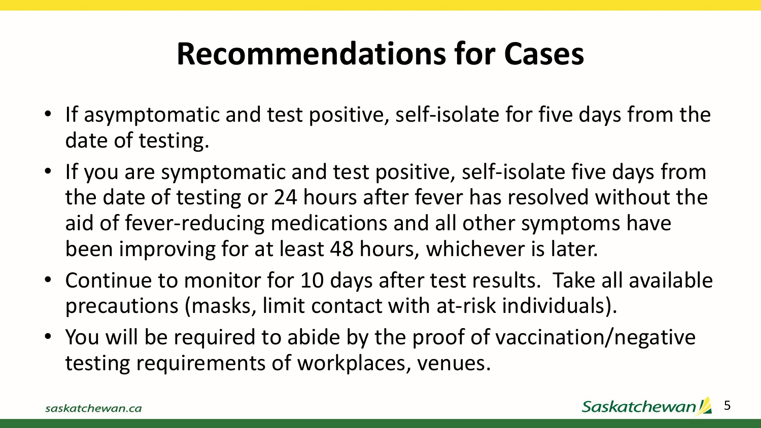# Recommendations for Cases

- If asymptomatic and test positive, self-isolate for five days from the date of testing.
- If you are symptomatic and test positive, self-isolate five days from the date of testing or 24 hours after fever has resolved without the aid of fever-reducing medications and all other symptoms have been improving for at least 48 hours, whichever is later.
- Continue to monitor for 10 days after test results. Take all available precautions (masks, limit contact with at-risk individuals).
- You will be required to abide by the proof of vaccination/negative testing requirements of workplaces, venues.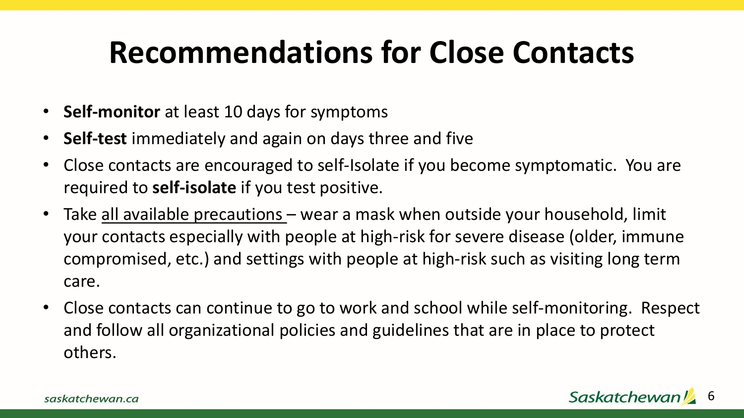# Recommendations for Close Contacts

- **Self-monitor** at least 10 days for symptoms
- **Self-test** immediately and again on days three and five
- Close contacts are encouraged to self-Isolate if you become symptomatic. You are required to **self-isolate** if you test positive.
- Take <u>all available precautions</u> – wear a mask when outside your household, limit your contacts especially with people at high-risk for severe disease (older, immune compromised, etc.) and settings with people at high-risk such as visiting long term care.
- Close contacts can continue to go to work and school while self-monitoring. Respect and follow all organizational policies and guidelines that are in place to protect others.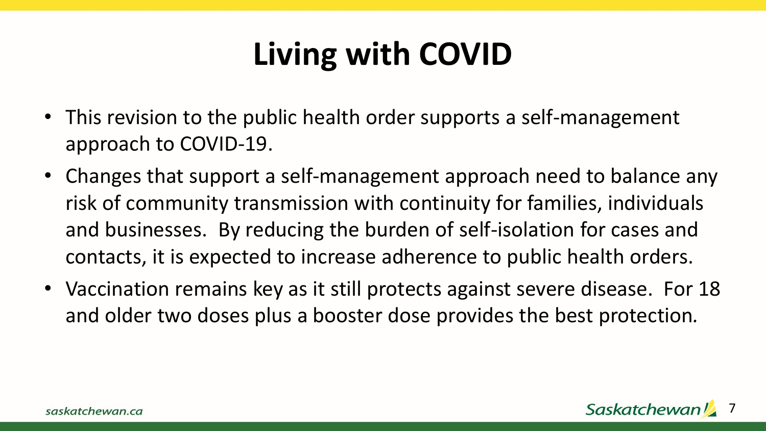# Living with COVID

- This revision to the public health order supports a self-management approach to COVID-19.
- Changes that support a self-management approach need to balance any risk of community transmission with continuity for families, individuals and businesses. By reducing the burden of self-isolation for cases and contacts, it is expected to increase adherence to public health orders.
- Vaccination remains key as it still protects against severe disease. For 18 and older two doses plus a booster dose provides the best protection.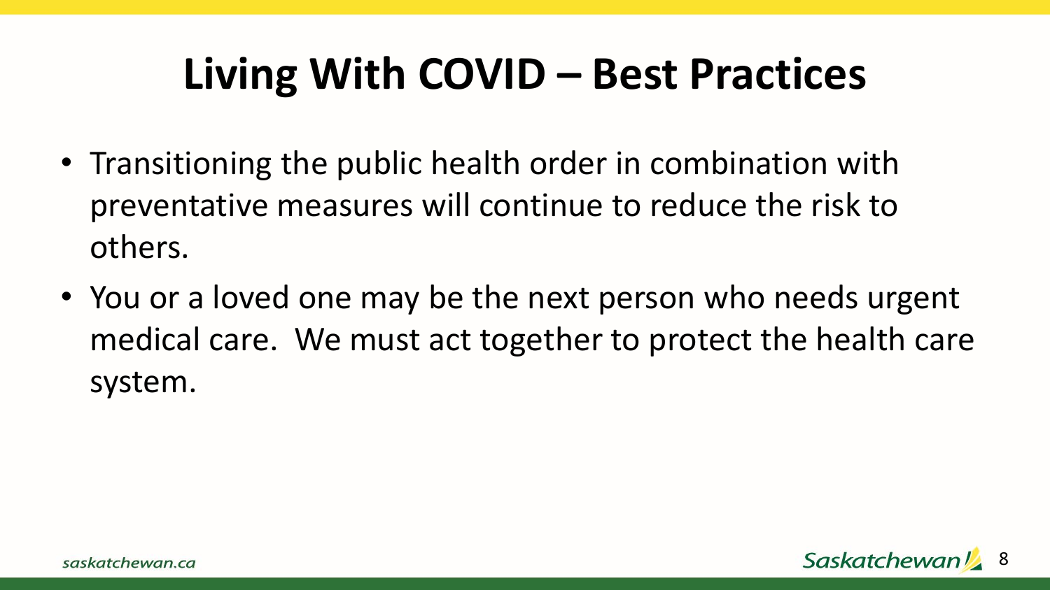# Living With COVID – Best Practices

- Transitioning the public health order in combination with preventative measures will continue to reduce the risk to others.
- You or a loved one may be the next person who needs urgent medical care. We must act together to protect the health care system.